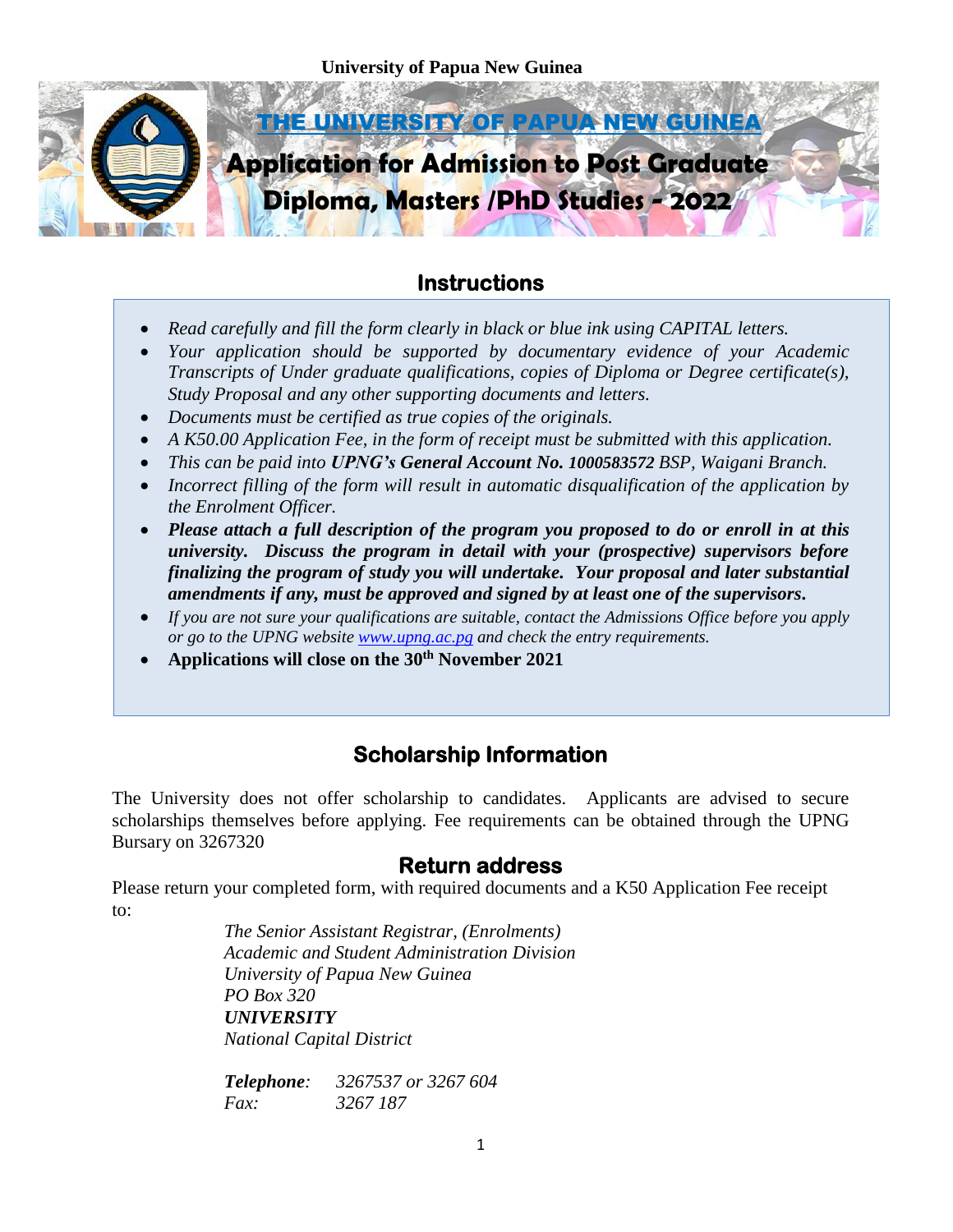University of Papua New Guinea

# THE UNIVERSITY OF PAPUA NEW GUINEA

# Application for Admission to Post Graduate Diploma, Masters /PhD Studies - 2022

## Instructions

- *Read carefully and fill the form clearly in black or blue ink using CAPITAL letters.*
- *Your application should be supported by documentary evidence of your Academic Transcripts of Under graduate qualifications, copies of Diploma or Degree certificate(s), Study Proposal and any other supporting documents and letters.*
- *Documents must be certified as true copies of the originals.*
- *A K50.00 Application Fee, in the form of receipt must be submitted with this application.*
- *This can be paid into **UPNG's General Account No. 1000583572** BSP, Waigani Branch.*
- *Incorrect filling of the form will result in automatic disqualification of the application by the Enrolment Officer.*
- ***Please attach a full description of the program you proposed to do or enroll in at this university. Discuss the program in detail with your (prospective) supervisors before finalizing the program of study you will undertake. Your proposal and later substantial amendments if any, must be approved and signed by at least one of the supervisors.***
- *If you are not sure your qualifications are suitable, contact the Admissions Office before you apply or go to the UPNG website www.upng.ac.pg and check the entry requirements.*
- **Applications will close on the 30th November 2021**

## Scholarship Information

The University does not offer scholarship to candidates. Applicants are advised to secure scholarships themselves before applying. Fee requirements can be obtained through the UPNG Bursary on 3267320

## Return address

Please return your completed form, with required documents and a K50 Application Fee receipt to:

*The Senior Assistant Registrar, (Enrolments)*
*Academic and Student Administration Division*
*University of Papua New Guinea*
*PO Box 320*
***UNIVERSITY***
*National Capital District*

***Telephone**: 3267537 or 3267 604*
*Fax: 3267 187*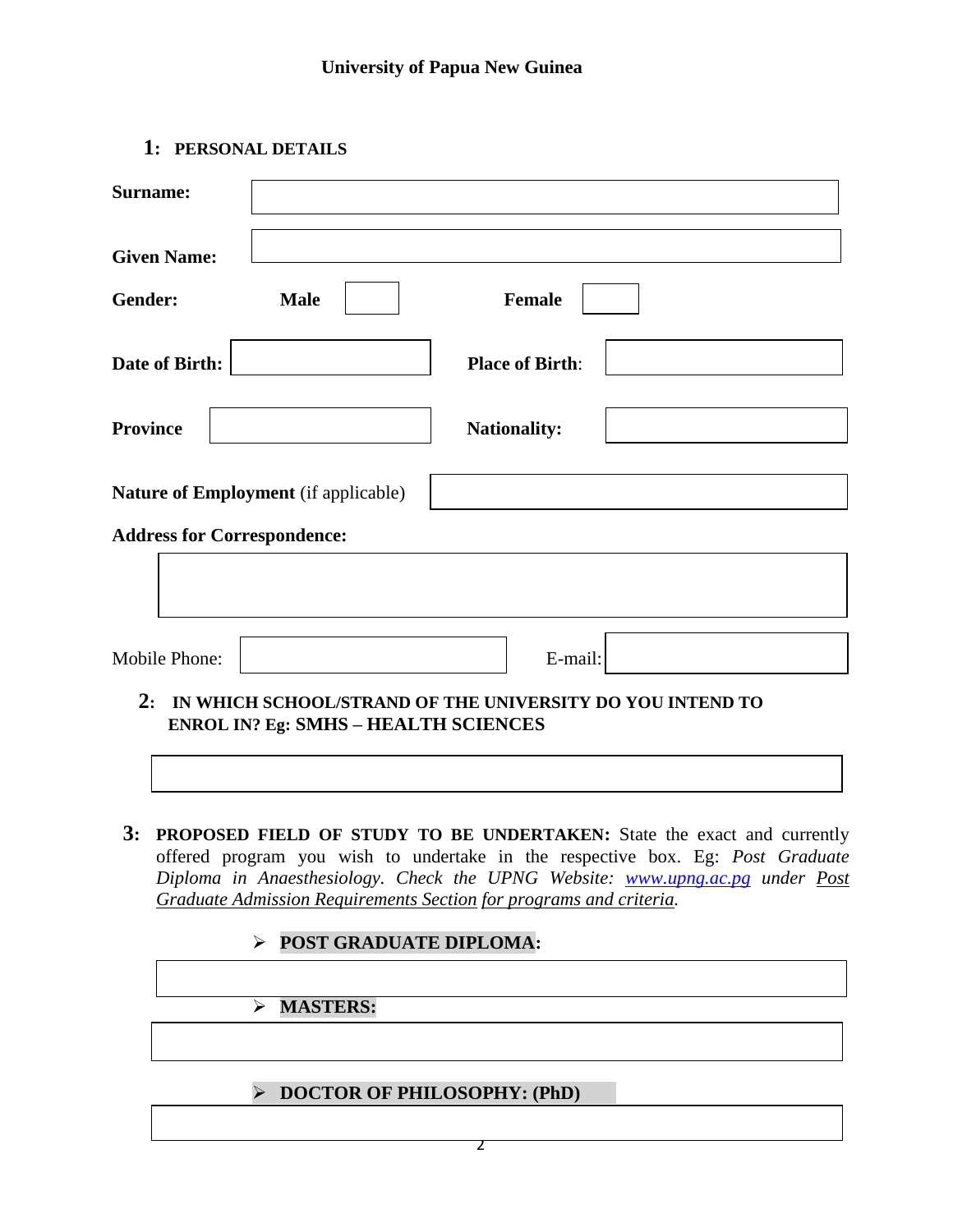**University of Papua New Guinea**

## 1: PERSONAL DETAILS

**Surname:**

**Given Name:**

**Gender:** **Male** **Female**

**Date of Birth:** **Place of Birth**:

**Province** **Nationality:**

**Nature of Employment** (if applicable)

**Address for Correspondence:**

Mobile Phone: E-mail:

## 2: IN WHICH SCHOOL/STRAND OF THE UNIVERSITY DO YOU INTEND TO ENROL IN? Eg: SMHS – HEALTH SCIENCES

## 3: PROPOSED FIELD OF STUDY TO BE UNDERTAKEN:

State the exact and currently offered program you wish to undertake in the respective box. Eg: *Post Graduate Diploma in Anaesthesiology. Check the UPNG Website: www.upng.ac.pg under Post Graduate Admission Requirements Section for programs and criteria.*

- **POST GRADUATE DIPLOMA:**

- **MASTERS:**

- **DOCTOR OF PHILOSOPHY: (PhD)**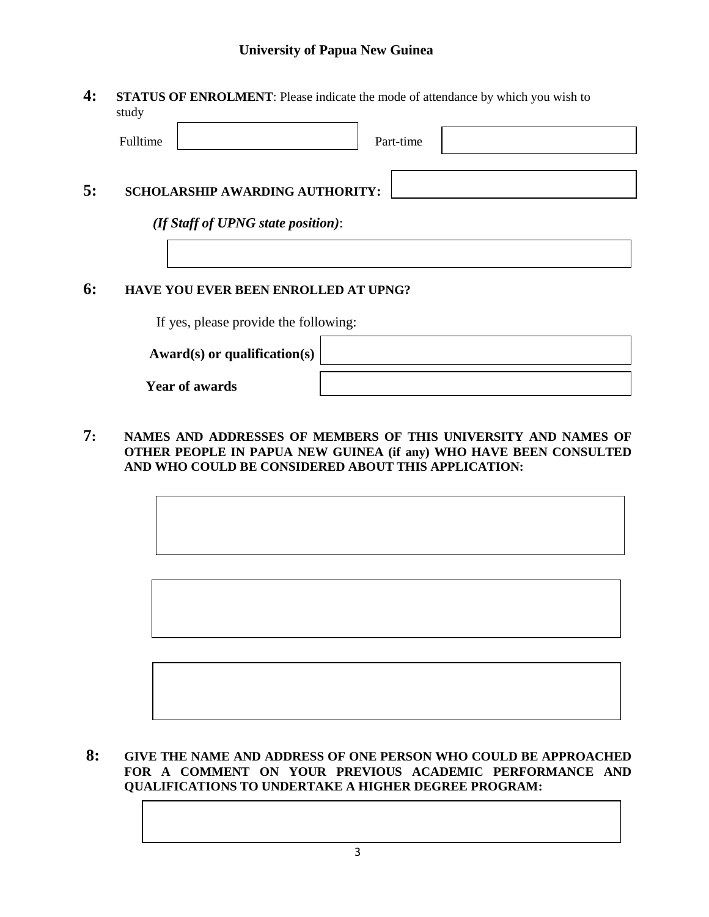**University of Papua New Guinea**

**4: STATUS OF ENROLMENT**: Please indicate the mode of attendance by which you wish to study

Fulltime ______ Part-time ______

**5: SCHOLARSHIP AWARDING AUTHORITY:** ______

*(If Staff of UPNG state position)*:

______

**6: HAVE YOU EVER BEEN ENROLLED AT UPNG?**

If yes, please provide the following:

**Award(s) or qualification(s)** ______

**Year of awards** ______

**7: NAMES AND ADDRESSES OF MEMBERS OF THIS UNIVERSITY AND NAMES OF OTHER PEOPLE IN PAPUA NEW GUINEA (if any) WHO HAVE BEEN CONSULTED AND WHO COULD BE CONSIDERED ABOUT THIS APPLICATION:**

______

______

______

**8: GIVE THE NAME AND ADDRESS OF ONE PERSON WHO COULD BE APPROACHED FOR A COMMENT ON YOUR PREVIOUS ACADEMIC PERFORMANCE AND QUALIFICATIONS TO UNDERTAKE A HIGHER DEGREE PROGRAM:**

______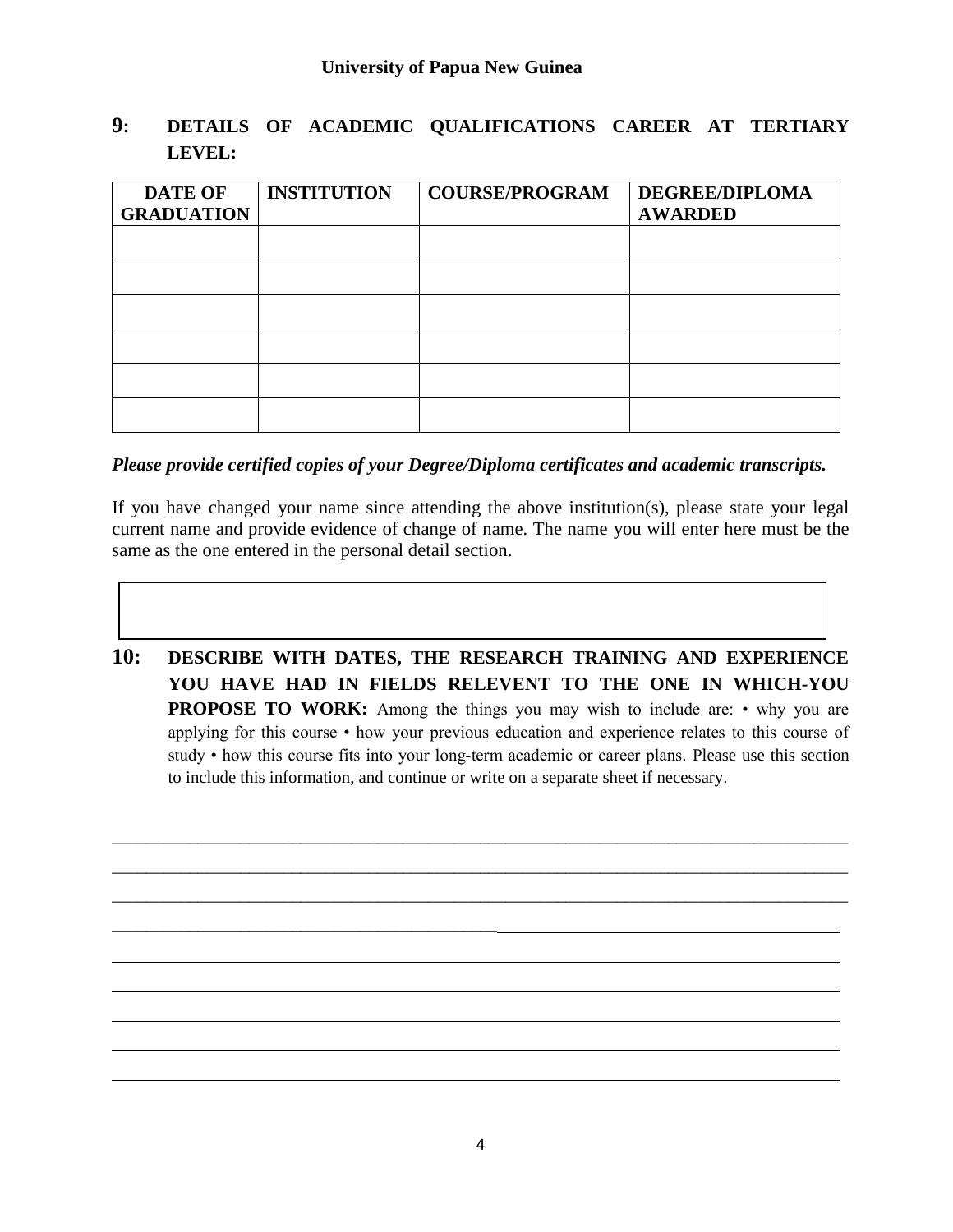**University of Papua New Guinea**

## 9: DETAILS OF ACADEMIC QUALIFICATIONS CAREER AT TERTIARY LEVEL:

| DATE OF GRADUATION | INSTITUTION | COURSE/PROGRAM | DEGREE/DIPLOMA AWARDED |
|---|---|---|---|
| | | | |
| | | | |
| | | | |
| | | | |
| | | | |
| | | | |

***Please provide certified copies of your Degree/Diploma certificates and academic transcripts.***

If you have changed your name since attending the above institution(s), please state your legal current name and provide evidence of change of name. The name you will enter here must be the same as the one entered in the personal detail section.

| |
|---|
| |

## 10: DESCRIBE WITH DATES, THE RESEARCH TRAINING AND EXPERIENCE YOU HAVE HAD IN FIELDS RELEVENT TO THE ONE IN WHICH-YOU PROPOSE TO WORK:

Among the things you may wish to include are: • why you are applying for this course • how your previous education and experience relates to this course of study • how this course fits into your long-term academic or career plans. Please use this section to include this information, and continue or write on a separate sheet if necessary.

_______________________________________________________________________________

_______________________________________________________________________________

_______________________________________________________________________________

_______________________________________________________________________________

_______________________________________________________________________________

_______________________________________________________________________________

_______________________________________________________________________________

_______________________________________________________________________________

_______________________________________________________________________________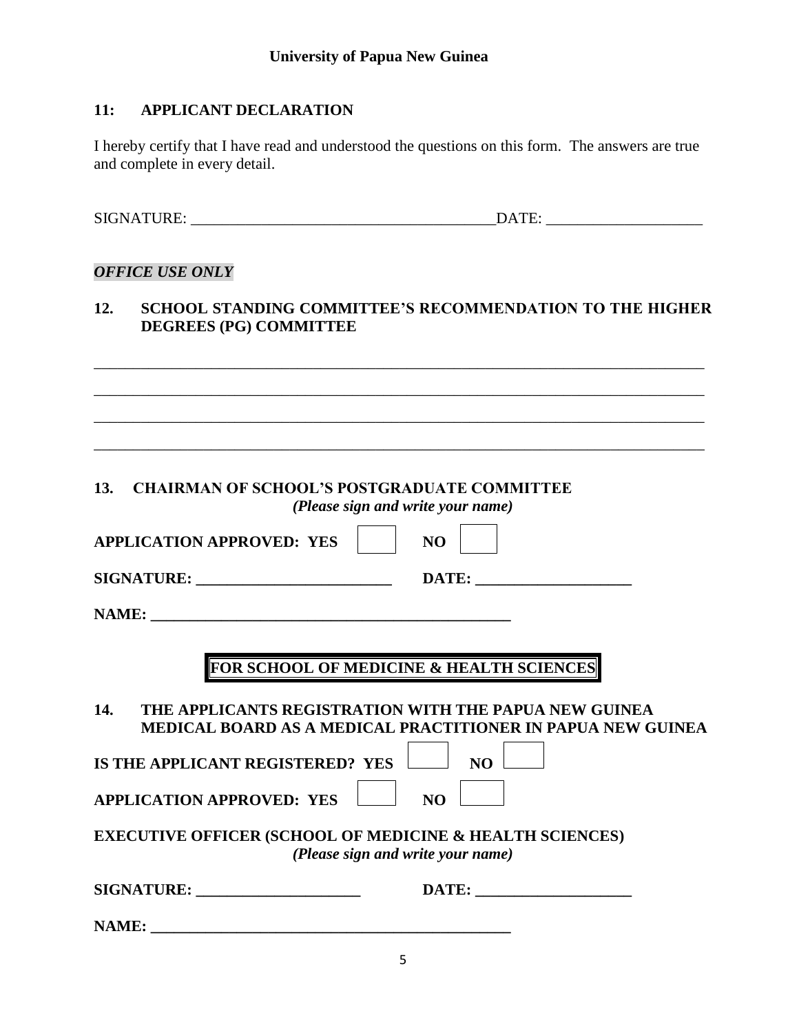## 11: APPLICANT DECLARATION

I hereby certify that I have read and understood the questions on this form. The answers are true and complete in every detail.

SIGNATURE: ________________________________________DATE: ____________________

*OFFICE USE ONLY*

## 12. SCHOOL STANDING COMMITTEE'S RECOMMENDATION TO THE HIGHER DEGREES (PG) COMMITTEE

______________________________________________________________________________

______________________________________________________________________________

______________________________________________________________________________

______________________________________________________________________________

## 13. CHAIRMAN OF SCHOOL'S POSTGRADUATE COMMITTEE

*(Please sign and write your name)*

**APPLICATION APPROVED: YES** ☐ **NO** ☐

**SIGNATURE: _________________________ DATE: ____________________**

**NAME: _______________________________________________**

**FOR SCHOOL OF MEDICINE & HEALTH SCIENCES**

## 14. THE APPLICANTS REGISTRATION WITH THE PAPUA NEW GUINEA MEDICAL BOARD AS A MEDICAL PRACTITIONER IN PAPUA NEW GUINEA

**IS THE APPLICANT REGISTERED? YES** ☐ **NO** ☐

**APPLICATION APPROVED: YES** ☐ **NO** ☐

**EXECUTIVE OFFICER (SCHOOL OF MEDICINE & HEALTH SCIENCES)**

*(Please sign and write your name)*

**SIGNATURE: _____________________ DATE: ____________________**

**NAME: _______________________________________________**